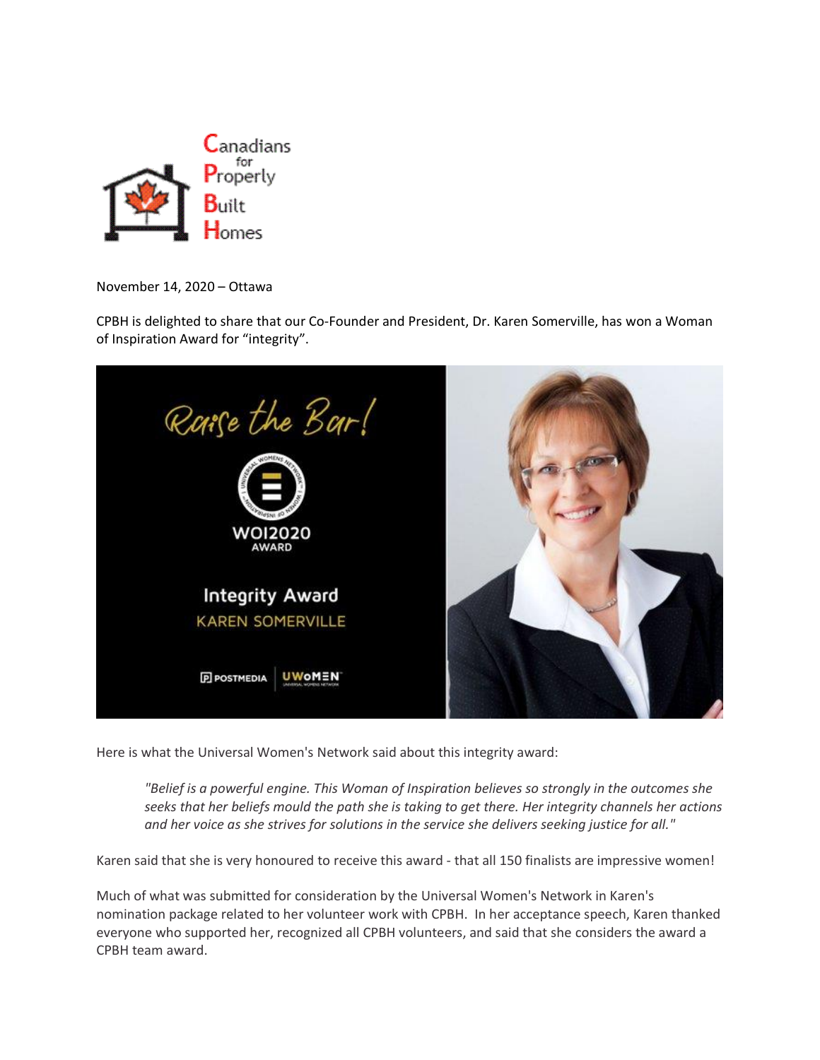Canadians for Properly Built Homes

November 14, 2020 – Ottawa

CPBH is delighted to share that our Co-Founder and President, Dr. Karen Somerville, has won a Woman of Inspiration Award for "integrity".

Raise the Bar!

WOI2020 AWARD

Integrity Award

KAREN SOMERVILLE

POSTMEDIA | UWOMEN

Here is what the Universal Women's Network said about this integrity award:

> *"Belief is a powerful engine. This Woman of Inspiration believes so strongly in the outcomes she seeks that her beliefs mould the path she is taking to get there. Her integrity channels her actions and her voice as she strives for solutions in the service she delivers seeking justice for all."*

Karen said that she is very honoured to receive this award - that all 150 finalists are impressive women!

Much of what was submitted for consideration by the Universal Women's Network in Karen's nomination package related to her volunteer work with CPBH. In her acceptance speech, Karen thanked everyone who supported her, recognized all CPBH volunteers, and said that she considers the award a CPBH team award.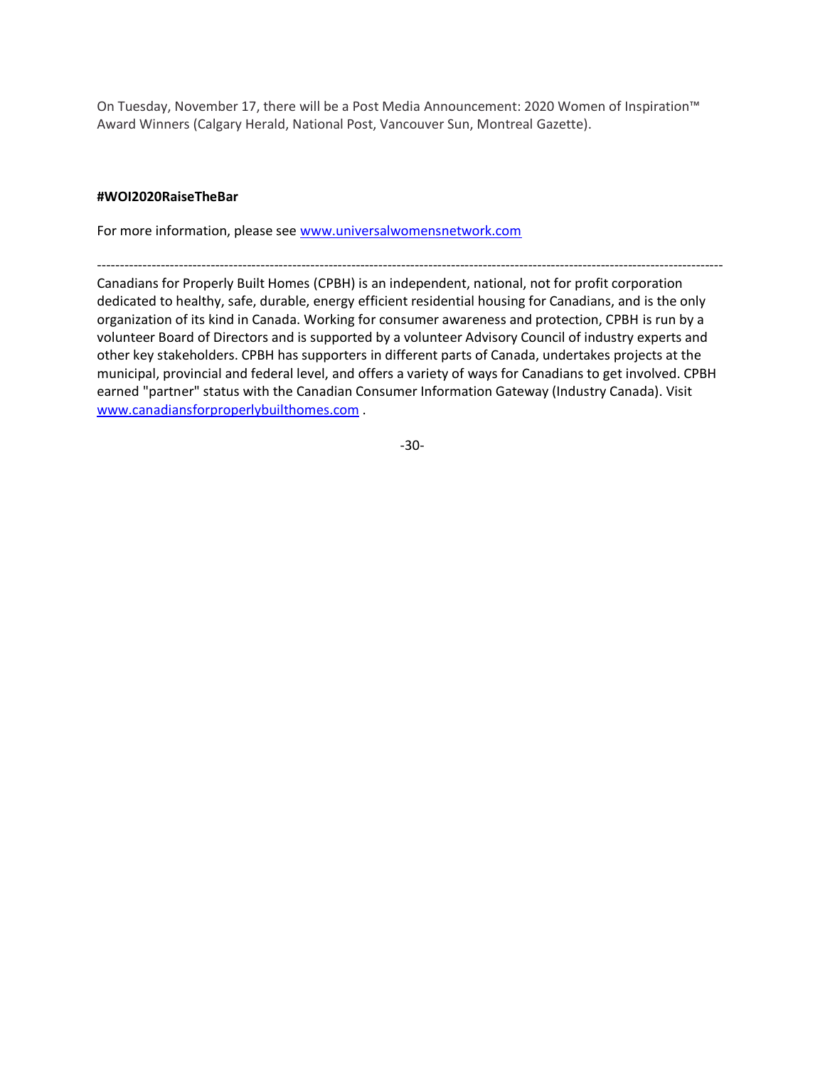On Tuesday, November 17, there will be a Post Media Announcement: 2020 Women of Inspiration™ Award Winners (Calgary Herald, National Post, Vancouver Sun, Montreal Gazette).

**#WOI2020RaiseTheBar**

For more information, please see www.universalwomensnetwork.com

---

Canadians for Properly Built Homes (CPBH) is an independent, national, not for profit corporation dedicated to healthy, safe, durable, energy efficient residential housing for Canadians, and is the only organization of its kind in Canada. Working for consumer awareness and protection, CPBH is run by a volunteer Board of Directors and is supported by a volunteer Advisory Council of industry experts and other key stakeholders. CPBH has supporters in different parts of Canada, undertakes projects at the municipal, provincial and federal level, and offers a variety of ways for Canadians to get involved. CPBH earned "partner" status with the Canadian Consumer Information Gateway (Industry Canada). Visit www.canadiansforproperlybuilthomes.com .

-30-